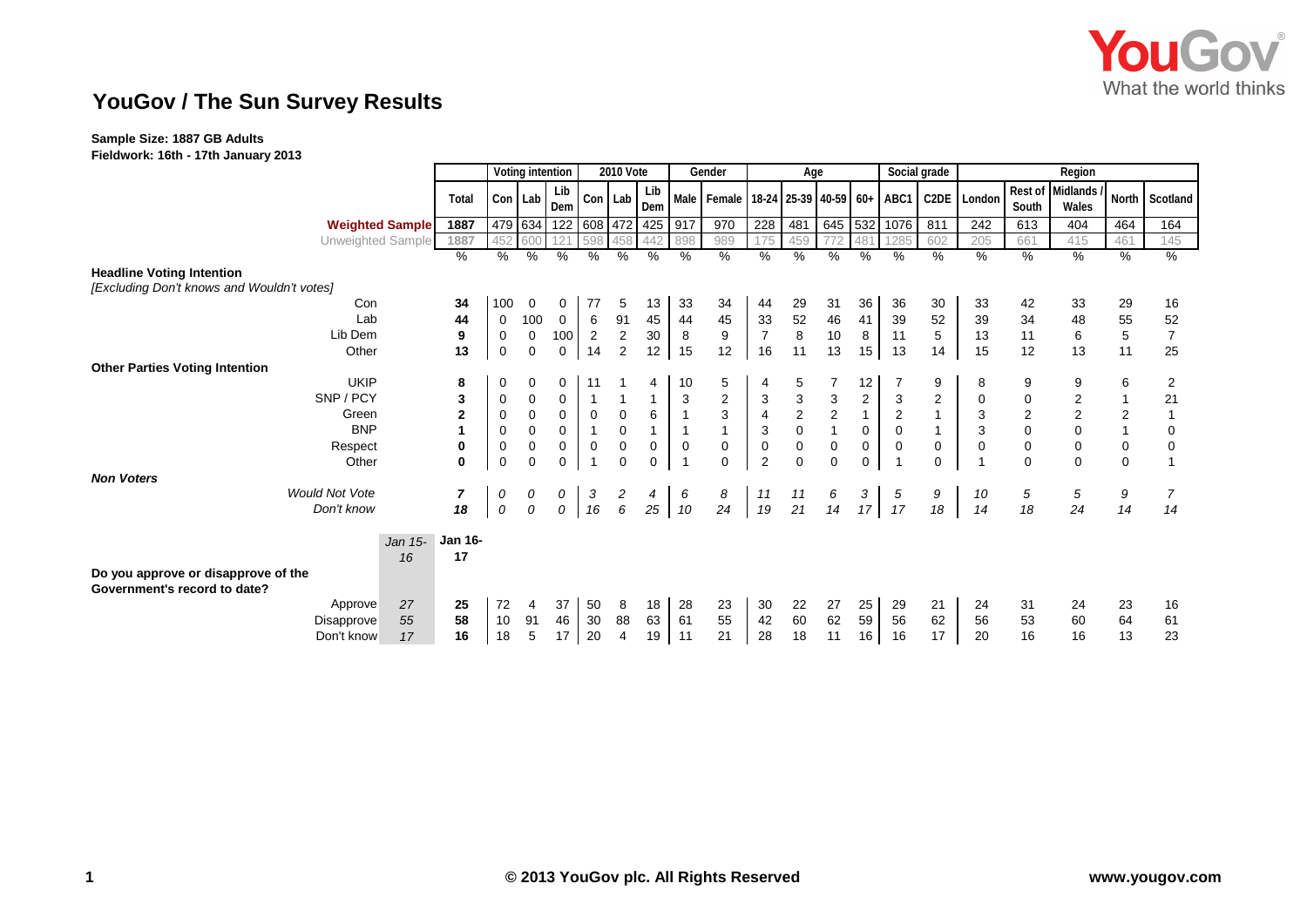# YouGov / The Sun Survey Results

**Sample Size: 1887 GB Adults**
**Fieldwork: 16th - 17th January 2013**

| | | Total | Voting intention | | | 2010 Vote | | | Gender | | Age | | | | Social grade | | Region | | | | |
|---|---|---|---|---|---|---|---|---|---|---|---|---|---|---|---|---|---|---|---|---|---|
| | | | Con | Lab | Lib Dem | Con | Lab | Lib Dem | Male | Female | 18-24 | 25-39 | 40-59 | 60+ | ABC1 | C2DE | London | Rest of South | Midlands / Wales | North | Scotland |
| **Weighted Sample** | | 1887 | 479 | 634 | 122 | 608 | 472 | 425 | 917 | 970 | 228 | 481 | 645 | 532 | 1076 | 811 | 242 | 613 | 404 | 464 | 164 |
| Unweighted Sample | | 1887 | 452 | 600 | 121 | 598 | 458 | 442 | 898 | 989 | 175 | 459 | 772 | 481 | 1285 | 602 | 205 | 661 | 415 | 461 | 145 |
| | | % | % | % | % | % | % | % | % | % | % | % | % | % | % | % | % | % | % | % | % |
| **Headline Voting Intention** | | | | | | | | | | | | | | | | | | | | | |
| *[Excluding Don't knows and Wouldn't votes]* | | | | | | | | | | | | | | | | | | | | | |
| Con | | **34** | 100 | 0 | 0 | 77 | 5 | 13 | 33 | 34 | 44 | 29 | 31 | 36 | 36 | 30 | 33 | 42 | 33 | 29 | 16 |
| Lab | | **44** | 0 | 100 | 0 | 6 | 91 | 45 | 44 | 45 | 33 | 52 | 46 | 41 | 39 | 52 | 39 | 34 | 48 | 55 | 52 |
| Lib Dem | | **9** | 0 | 0 | 100 | 2 | 2 | 30 | 8 | 9 | 7 | 8 | 10 | 8 | 11 | 5 | 13 | 11 | 6 | 5 | 7 |
| Other | | **13** | 0 | 0 | 0 | 14 | 2 | 12 | 15 | 12 | 16 | 11 | 13 | 15 | 13 | 14 | 15 | 12 | 13 | 11 | 25 |
| **Other Parties Voting Intention** | | | | | | | | | | | | | | | | | | | | | |
| UKIP | | **8** | 0 | 0 | 0 | 11 | 1 | 4 | 10 | 5 | 4 | 5 | 7 | 12 | 7 | 9 | 8 | 9 | 9 | 6 | 2 |
| SNP / PCY | | **3** | 0 | 0 | 0 | 1 | 1 | 1 | 3 | 2 | 3 | 3 | 3 | 2 | 3 | 2 | 0 | 0 | 2 | 1 | 21 |
| Green | | **2** | 0 | 0 | 0 | 0 | 0 | 6 | 1 | 3 | 4 | 2 | 2 | 1 | 2 | 1 | 3 | 2 | 2 | 2 | 1 |
| BNP | | **1** | 0 | 0 | 0 | 1 | 0 | 1 | 1 | 1 | 3 | 0 | 1 | 0 | 0 | 1 | 3 | 0 | 0 | 1 | 0 |
| Respect | | **0** | 0 | 0 | 0 | 0 | 0 | 0 | 0 | 0 | 0 | 0 | 0 | 0 | 0 | 0 | 0 | 0 | 0 | 0 | 0 |
| Other | | **0** | 0 | 0 | 0 | 1 | 0 | 0 | 1 | 0 | 2 | 0 | 0 | 0 | 1 | 0 | 1 | 0 | 0 | 0 | 1 |
| ***Non Voters*** | | | | | | | | | | | | | | | | | | | | | |
| *Would Not Vote* | | ***7*** | *0* | *0* | *0* | *3* | *2* | *4* | *6* | *8* | *11* | *11* | *6* | *3* | *5* | *9* | *10* | *5* | *5* | *9* | *7* |
| *Don't know* | | ***18*** | *0* | *0* | *0* | *16* | *6* | *25* | *10* | *24* | *19* | *21* | *14* | *17* | *17* | *18* | *14* | *18* | *24* | *14* | *14* |
| | *Jan 15-16* | **Jan 16-17** | | | | | | | | | | | | | | | | | | | |
| **Do you approve or disapprove of the Government's record to date?** | | | | | | | | | | | | | | | | | | | | | |
| Approve | *27* | **25** | 72 | 4 | 37 | 50 | 8 | 18 | 28 | 23 | 30 | 22 | 27 | 25 | 29 | 21 | 24 | 31 | 24 | 23 | 16 |
| Disapprove | *55* | **58** | 10 | 91 | 46 | 30 | 88 | 63 | 61 | 55 | 42 | 60 | 62 | 59 | 56 | 62 | 56 | 53 | 60 | 64 | 61 |
| Don't know | *17* | **16** | 18 | 5 | 17 | 20 | 4 | 19 | 11 | 21 | 28 | 18 | 11 | 16 | 16 | 17 | 20 | 16 | 16 | 13 | 23 |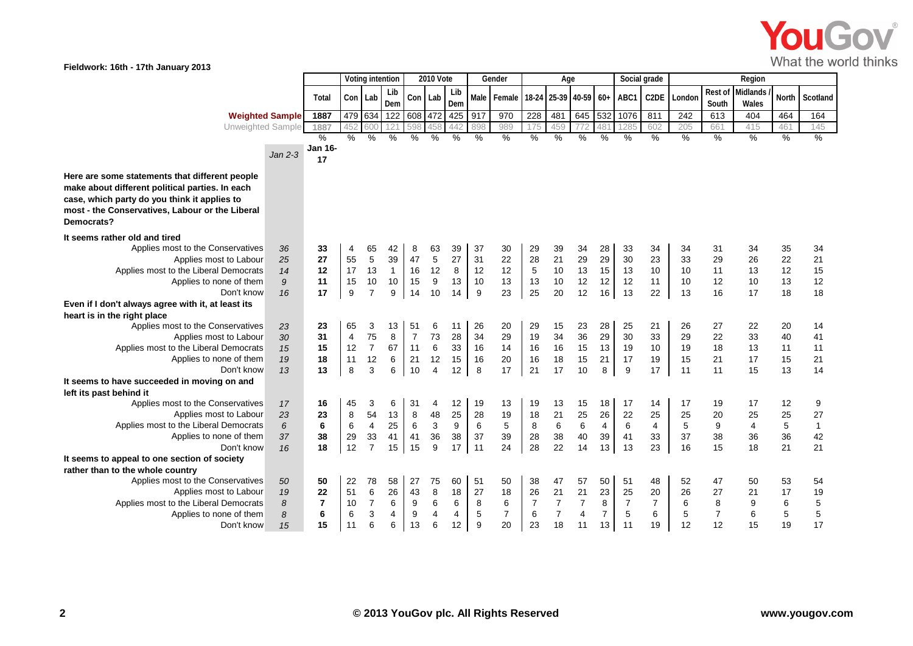Fieldwork: 16th - 17th January 2013

| | Jan 2-3 | Total | Voting intention | | | 2010 Vote | | | Gender | | Age | | | | Social grade | | Region | | | | |
|---|---|---|---|---|---|---|---|---|---|---|---|---|---|---|---|---|---|---|---|---|---|
| | | | Con | Lab | Lib Dem | Con | Lab | Lib Dem | Male | Female | 18-24 | 25-39 | 40-59 | 60+ | ABC1 | C2DE | London | Rest of South | Midlands / Wales | North | Scotland |
| **Weighted Sample** | | 1887 | 479 | 634 | 122 | 608 | 472 | 425 | 917 | 970 | 228 | 481 | 645 | 532 | 1076 | 811 | 242 | 613 | 404 | 464 | 164 |
| Unweighted Sample | | 1887 | 452 | 600 | 121 | 598 | 458 | 442 | 898 | 989 | 175 | 459 | 772 | 481 | 1285 | 602 | 205 | 661 | 415 | 461 | 145 |
| | | % | % | % | % | % | % | % | % | % | % | % | % | % | % | % | % | % | % | % | % |
| | | Jan 16-17 | | | | | | | | | | | | | | | | | | | |
| **Here are some statements that different people make about different political parties. In each case, which party do you think it applies to most - the Conservatives, Labour or the Liberal Democrats?** | | | | | | | | | | | | | | | | | | | | | |
| **It seems rather old and tired** | | | | | | | | | | | | | | | | | | | | | |
| Applies most to the Conservatives | 36 | 33 | 4 | 65 | 42 | 8 | 63 | 39 | 37 | 30 | 29 | 39 | 34 | 28 | 33 | 34 | 34 | 31 | 34 | 35 | 34 |
| Applies most to Labour | 25 | 27 | 55 | 5 | 39 | 47 | 5 | 27 | 31 | 22 | 28 | 21 | 29 | 29 | 30 | 23 | 33 | 29 | 26 | 22 | 21 |
| Applies most to the Liberal Democrats | 14 | 12 | 17 | 13 | 1 | 16 | 12 | 8 | 12 | 12 | 5 | 10 | 13 | 15 | 13 | 10 | 10 | 11 | 13 | 12 | 15 |
| Applies to none of them | 9 | 11 | 15 | 10 | 10 | 15 | 9 | 13 | 10 | 13 | 13 | 10 | 12 | 12 | 12 | 11 | 10 | 12 | 10 | 13 | 12 |
| Don't know | 16 | 17 | 9 | 7 | 9 | 14 | 10 | 14 | 9 | 23 | 25 | 20 | 12 | 16 | 13 | 22 | 13 | 16 | 17 | 18 | 18 |
| **Even if I don't always agree with it, at least its heart is in the right place** | | | | | | | | | | | | | | | | | | | | | |
| Applies most to the Conservatives | 23 | 23 | 65 | 3 | 13 | 51 | 6 | 11 | 26 | 20 | 29 | 15 | 23 | 28 | 25 | 21 | 26 | 27 | 22 | 20 | 14 |
| Applies most to Labour | 30 | 31 | 4 | 75 | 8 | 7 | 73 | 28 | 34 | 29 | 19 | 34 | 36 | 29 | 30 | 33 | 29 | 22 | 33 | 40 | 41 |
| Applies most to the Liberal Democrats | 15 | 15 | 12 | 7 | 67 | 11 | 6 | 33 | 16 | 14 | 16 | 16 | 15 | 13 | 19 | 10 | 19 | 18 | 13 | 11 | 11 |
| Applies to none of them | 19 | 18 | 11 | 12 | 6 | 21 | 12 | 15 | 16 | 20 | 16 | 18 | 15 | 21 | 17 | 19 | 15 | 21 | 17 | 15 | 21 |
| Don't know | 13 | 13 | 8 | 3 | 6 | 10 | 4 | 12 | 8 | 17 | 21 | 17 | 10 | 8 | 9 | 17 | 11 | 11 | 15 | 13 | 14 |
| **It seems to have succeeded in moving on and left its past behind it** | | | | | | | | | | | | | | | | | | | | | |
| Applies most to the Conservatives | 17 | 16 | 45 | 3 | 6 | 31 | 4 | 12 | 19 | 13 | 19 | 13 | 15 | 18 | 17 | 14 | 17 | 19 | 17 | 12 | 9 |
| Applies most to Labour | 23 | 23 | 8 | 54 | 13 | 8 | 48 | 25 | 28 | 19 | 18 | 21 | 25 | 26 | 22 | 25 | 25 | 20 | 25 | 25 | 27 |
| Applies most to the Liberal Democrats | 6 | 6 | 6 | 4 | 25 | 6 | 3 | 9 | 6 | 5 | 8 | 6 | 6 | 4 | 6 | 4 | 5 | 9 | 4 | 5 | 1 |
| Applies to none of them | 37 | 38 | 29 | 33 | 41 | 41 | 36 | 38 | 37 | 39 | 28 | 38 | 40 | 39 | 41 | 33 | 37 | 38 | 36 | 36 | 42 |
| Don't know | 16 | 18 | 12 | 7 | 15 | 15 | 9 | 17 | 11 | 24 | 28 | 22 | 14 | 13 | 13 | 23 | 16 | 15 | 18 | 21 | 21 |
| **It seems to appeal to one section of society rather than to the whole country** | | | | | | | | | | | | | | | | | | | | | |
| Applies most to the Conservatives | 50 | 50 | 22 | 78 | 58 | 27 | 75 | 60 | 51 | 50 | 38 | 47 | 57 | 50 | 51 | 48 | 52 | 47 | 50 | 53 | 54 |
| Applies most to Labour | 19 | 22 | 51 | 6 | 26 | 43 | 8 | 18 | 27 | 18 | 26 | 21 | 21 | 23 | 25 | 20 | 26 | 27 | 21 | 17 | 19 |
| Applies most to the Liberal Democrats | 8 | 7 | 10 | 7 | 6 | 9 | 6 | 6 | 8 | 6 | 7 | 7 | 7 | 8 | 7 | 7 | 6 | 8 | 9 | 6 | 5 |
| Applies to none of them | 8 | 6 | 6 | 3 | 4 | 9 | 4 | 4 | 5 | 7 | 6 | 7 | 4 | 7 | 5 | 6 | 5 | 7 | 6 | 5 | 5 |
| Don't know | 15 | 15 | 11 | 6 | 6 | 13 | 6 | 12 | 9 | 20 | 23 | 18 | 11 | 13 | 11 | 19 | 12 | 12 | 15 | 19 | 17 |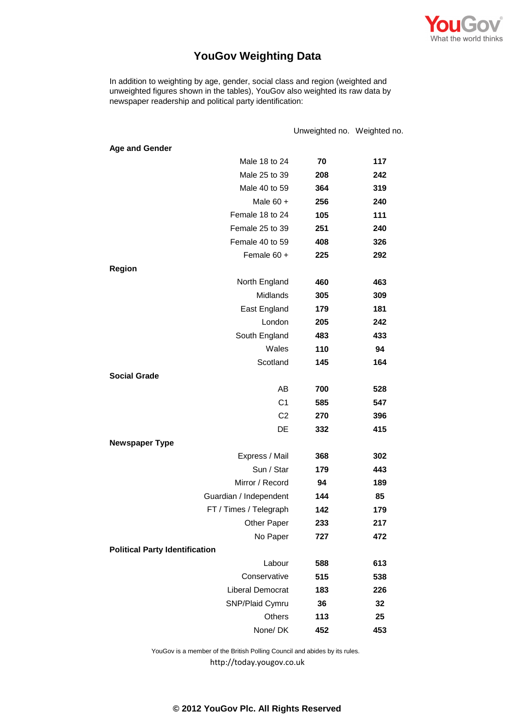# YouGov Weighting Data

In addition to weighting by age, gender, social class and region (weighted and unweighted figures shown in the tables), YouGov also weighted its raw data by newspaper readership and political party identification:

| | Unweighted no. | Weighted no. |
|---|---|---|
| **Age and Gender** | | |
| Male 18 to 24 | **70** | **117** |
| Male 25 to 39 | **208** | **242** |
| Male 40 to 59 | **364** | **319** |
| Male 60 + | **256** | **240** |
| Female 18 to 24 | **105** | **111** |
| Female 25 to 39 | **251** | **240** |
| Female 40 to 59 | **408** | **326** |
| Female 60 + | **225** | **292** |
| **Region** | | |
| North England | **460** | **463** |
| Midlands | **305** | **309** |
| East England | **179** | **181** |
| London | **205** | **242** |
| South England | **483** | **433** |
| Wales | **110** | **94** |
| Scotland | **145** | **164** |
| **Social Grade** | | |
| AB | **700** | **528** |
| C1 | **585** | **547** |
| C2 | **270** | **396** |
| DE | **332** | **415** |
| **Newspaper Type** | | |
| Express / Mail | **368** | **302** |
| Sun / Star | **179** | **443** |
| Mirror / Record | **94** | **189** |
| Guardian / Independent | **144** | **85** |
| FT / Times / Telegraph | **142** | **179** |
| Other Paper | **233** | **217** |
| No Paper | **727** | **472** |
| **Political Party Identification** | | |
| Labour | **588** | **613** |
| Conservative | **515** | **538** |
| Liberal Democrat | **183** | **226** |
| SNP/Plaid Cymru | **36** | **32** |
| Others | **113** | **25** |
| None/ DK | **452** | **453** |

YouGov is a member of the British Polling Council and abides by its rules.

http://today.yougov.co.uk

**© 2012 YouGov Plc. All Rights Reserved**